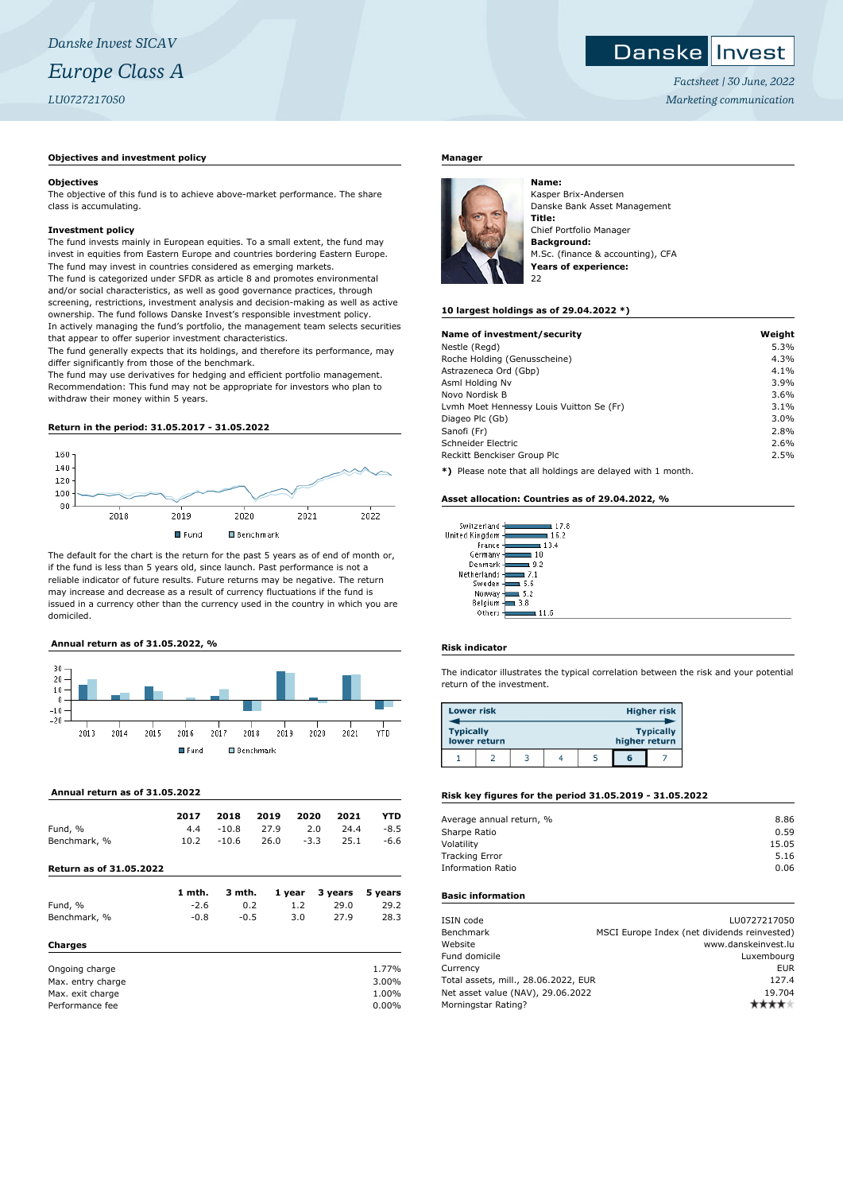*Danske Invest SICAV*

# *Europe Class A*

*LU0727217050*

*Factsheet | 30 June, 2022*
*Marketing communication*

## Objectives and investment policy

**Objectives**
The objective of this fund is to achieve above-market performance. The share class is accumulating.

**Investment policy**
The fund invests mainly in European equities. To a small extent, the fund may invest in equities from Eastern Europe and countries bordering Eastern Europe.
The fund may invest in countries considered as emerging markets.
The fund is categorized under SFDR as article 8 and promotes environmental and/or social characteristics, as well as good governance practices, through screening, restrictions, investment analysis and decision-making as well as active ownership. The fund follows Danske Invest's responsible investment policy.
In actively managing the fund's portfolio, the management team selects securities that appear to offer superior investment characteristics.
The fund generally expects that its holdings, and therefore its performance, may differ significantly from those of the benchmark.
The fund may use derivatives for hedging and efficient portfolio management.
Recommendation: This fund may not be appropriate for investors who plan to withdraw their money within 5 years.

## Return in the period: 31.05.2017 - 31.05.2022

Fund | Benchmark

The default for the chart is the return for the past 5 years as of end of month or, if the fund is less than 5 years old, since launch. Past performance is not a reliable indicator of future results. Future returns may be negative. The return may increase and decrease as a result of currency fluctuations if the fund is issued in a currency other than the currency used in the country in which you are domiciled.

## Annual return as of 31.05.2022, %

Fund | Benchmark

## Annual return as of 31.05.2022

| | 2017 | 2018 | 2019 | 2020 | 2021 | YTD |
|---|---|---|---|---|---|---|
| Fund, % | 4.4 | -10.8 | 27.9 | 2.0 | 24.4 | -8.5 |
| Benchmark, % | 10.2 | -10.6 | 26.0 | -3.3 | 25.1 | -6.6 |

## Return as of 31.05.2022

| | 1 mth. | 3 mth. | 1 year | 3 years | 5 years |
|---|---|---|---|---|---|
| Fund, % | -2.6 | 0.2 | 1.2 | 29.0 | 29.2 |
| Benchmark, % | -0.8 | -0.5 | 3.0 | 27.9 | 28.3 |

## Charges

| | |
|---|---|
| Ongoing charge | 1.77% |
| Max. entry charge | 3.00% |
| Max. exit charge | 1.00% |
| Performance fee | 0.00% |

## Manager

**Name:**
Kasper Brix-Andersen
Danske Bank Asset Management
**Title:**
Chief Portfolio Manager
**Background:**
M.Sc. (finance & accounting), CFA
**Years of experience:**
22

## 10 largest holdings as of 29.04.2022 *)

| Name of investment/security | Weight |
|---|---|
| Nestle (Regd) | 5.3% |
| Roche Holding (Genusscheine) | 4.3% |
| Astrazeneca Ord (Gbp) | 4.1% |
| Asml Holding Nv | 3.9% |
| Novo Nordisk B | 3.6% |
| Lvmh Moet Hennessy Louis Vuitton Se (Fr) | 3.1% |
| Diageo Plc (Gb) | 3.0% |
| Sanofi (Fr) | 2.8% |
| Schneider Electric | 2.6% |
| Reckitt Benckiser Group Plc | 2.5% |

*) Please note that all holdings are delayed with 1 month.

## Asset allocation: Countries as of 29.04.2022, %

| Country | % |
|---|---|
| Switzerland | 17.8 |
| United Kingdom | 15.2 |
| France | 13.4 |
| Germany | 10 |
| Denmark | 9.2 |
| Netherlands | 7.1 |
| Sweden | 5.6 |
| Norway | 5.2 |
| Belgium | 3.8 |
| Others | 11.6 |

## Risk indicator

The indicator illustrates the typical correlation between the risk and your potential return of the investment.

| Lower risk | | | | | | Higher risk |
|---|---|---|---|---|---|---|
| Typically lower return | | | | | | Typically higher return |
| 1 | 2 | 3 | 4 | 5 | **6** | 7 |

## Risk key figures for the period 31.05.2019 - 31.05.2022

| | |
|---|---|
| Average annual return, % | 8.86 |
| Sharpe Ratio | 0.59 |
| Volatility | 15.05 |
| Tracking Error | 5.16 |
| Information Ratio | 0.06 |

## Basic information

| | |
|---|---|
| ISIN code | LU0727217050 |
| Benchmark | MSCI Europe Index (net dividends reinvested) |
| Website | www.danskeinvest.lu |
| Fund domicile | Luxembourg |
| Currency | EUR |
| Total assets, mill., 28.06.2022, EUR | 127.4 |
| Net asset value (NAV), 29.06.2022 | 19.704 |
| Morningstar Rating? | ★★★★☆ |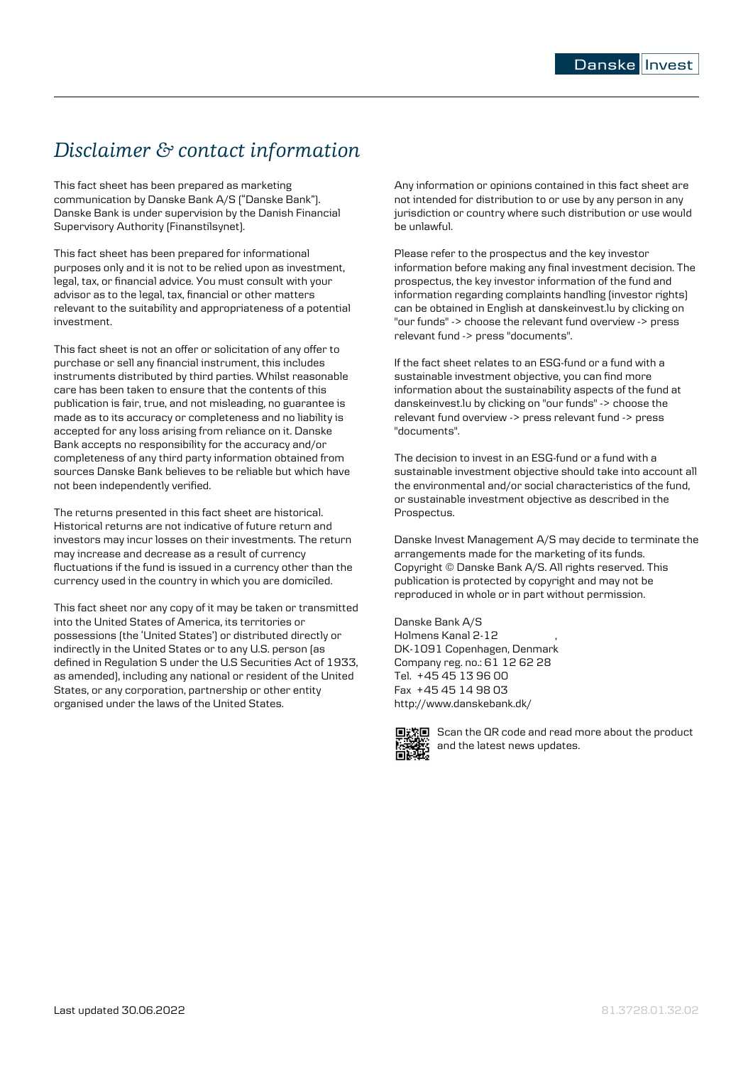# *Disclaimer & contact information*

This fact sheet has been prepared as marketing communication by Danske Bank A/S ("Danske Bank"). Danske Bank is under supervision by the Danish Financial Supervisory Authority (Finanstilsynet).

This fact sheet has been prepared for informational purposes only and it is not to be relied upon as investment, legal, tax, or financial advice. You must consult with your advisor as to the legal, tax, financial or other matters relevant to the suitability and appropriateness of a potential investment.

This fact sheet is not an offer or solicitation of any offer to purchase or sell any financial instrument, this includes instruments distributed by third parties. Whilst reasonable care has been taken to ensure that the contents of this publication is fair, true, and not misleading, no guarantee is made as to its accuracy or completeness and no liability is accepted for any loss arising from reliance on it. Danske Bank accepts no responsibility for the accuracy and/or completeness of any third party information obtained from sources Danske Bank believes to be reliable but which have not been independently verified.

The returns presented in this fact sheet are historical. Historical returns are not indicative of future return and investors may incur losses on their investments. The return may increase and decrease as a result of currency fluctuations if the fund is issued in a currency other than the currency used in the country in which you are domiciled.

This fact sheet nor any copy of it may be taken or transmitted into the United States of America, its territories or possessions (the 'United States') or distributed directly or indirectly in the United States or to any U.S. person (as defined in Regulation S under the U.S Securities Act of 1933, as amended), including any national or resident of the United States, or any corporation, partnership or other entity organised under the laws of the United States.

Any information or opinions contained in this fact sheet are not intended for distribution to or use by any person in any jurisdiction or country where such distribution or use would be unlawful.

Please refer to the prospectus and the key investor information before making any final investment decision. The prospectus, the key investor information of the fund and information regarding complaints handling (investor rights) can be obtained in English at danskeinvest.lu by clicking on "our funds" -> choose the relevant fund overview -> press relevant fund -> press "documents".

If the fact sheet relates to an ESG-fund or a fund with a sustainable investment objective, you can find more information about the sustainability aspects of the fund at danskeinvest.lu by clicking on "our funds" -> choose the relevant fund overview -> press relevant fund -> press "documents".

The decision to invest in an ESG-fund or a fund with a sustainable investment objective should take into account all the environmental and/or social characteristics of the fund, or sustainable investment objective as described in the Prospectus.

Danske Invest Management A/S may decide to terminate the arrangements made for the marketing of its funds. Copyright © Danske Bank A/S. All rights reserved. This publication is protected by copyright and may not be reproduced in whole or in part without permission.

Danske Bank A/S
Holmens Kanal 2-12
DK-1091 Copenhagen, Denmark
Company reg. no.: 61 12 62 28
Tel. +45 45 13 96 00
Fax +45 45 14 98 03
http://www.danskebank.dk/

Scan the QR code and read more about the product and the latest news updates.

Last updated 30.06.2022

81.3728.01.32.02